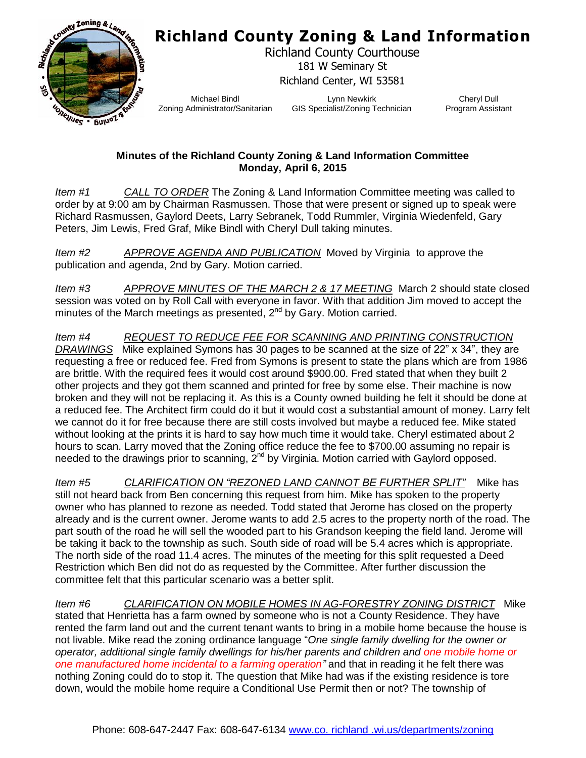# Richland County Zoning & Land Information

Richland County Courthouse
181 W Seminary St
Richland Center, WI 53581

Michael Bindl
Zoning Administrator/Sanitarian

Lynn Newkirk
GIS Specialist/Zoning Technician

Cheryl Dull
Program Assistant

**Minutes of the Richland County Zoning & Land Information Committee**
**Monday, April 6, 2015**

*Item #1* *CALL TO ORDER* The Zoning & Land Information Committee meeting was called to order by at 9:00 am by Chairman Rasmussen. Those that were present or signed up to speak were Richard Rasmussen, Gaylord Deets, Larry Sebranek, Todd Rummler, Virginia Wiedenfeld, Gary Peters, Jim Lewis, Fred Graf, Mike Bindl with Cheryl Dull taking minutes.

*Item #2* *APPROVE AGENDA AND PUBLICATION* Moved by Virginia to approve the publication and agenda, 2nd by Gary. Motion carried.

*Item #3* *APPROVE MINUTES OF THE MARCH 2 & 17 MEETING* March 2 should state closed session was voted on by Roll Call with everyone in favor. With that addition Jim moved to accept the minutes of the March meetings as presented, 2nd by Gary. Motion carried.

*Item #4* *REQUEST TO REDUCE FEE FOR SCANNING AND PRINTING CONSTRUCTION DRAWINGS* Mike explained Symons has 30 pages to be scanned at the size of 22" x 34", they are requesting a free or reduced fee. Fred from Symons is present to state the plans which are from 1986 are brittle. With the required fees it would cost around $900.00. Fred stated that when they built 2 other projects and they got them scanned and printed for free by some else. Their machine is now broken and they will not be replacing it. As this is a County owned building he felt it should be done at a reduced fee. The Architect firm could do it but it would cost a substantial amount of money. Larry felt we cannot do it for free because there are still costs involved but maybe a reduced fee. Mike stated without looking at the prints it is hard to say how much time it would take. Cheryl estimated about 2 hours to scan. Larry moved that the Zoning office reduce the fee to $700.00 assuming no repair is needed to the drawings prior to scanning, 2nd by Virginia. Motion carried with Gaylord opposed.

*Item #5* *CLARIFICATION ON "REZONED LAND CANNOT BE FURTHER SPLIT"* Mike has still not heard back from Ben concerning this request from him. Mike has spoken to the property owner who has planned to rezone as needed. Todd stated that Jerome has closed on the property already and is the current owner. Jerome wants to add 2.5 acres to the property north of the road. The part south of the road he will sell the wooded part to his Grandson keeping the field land. Jerome will be taking it back to the township as such. South side of road will be 5.4 acres which is appropriate. The north side of the road 11.4 acres. The minutes of the meeting for this split requested a Deed Restriction which Ben did not do as requested by the Committee. After further discussion the committee felt that this particular scenario was a better split.

*Item #6* *CLARIFICATION ON MOBILE HOMES IN AG-FORESTRY ZONING DISTRICT* Mike stated that Henrietta has a farm owned by someone who is not a County Residence. They have rented the farm land out and the current tenant wants to bring in a mobile home because the house is not livable. Mike read the zoning ordinance language "*One single family dwelling for the owner or operator, additional single family dwellings for his/her parents and children and one mobile home or one manufactured home incidental to a farming operation"* and that in reading it he felt there was nothing Zoning could do to stop it. The question that Mike had was if the existing residence is tore down, would the mobile home require a Conditional Use Permit then or not? The township of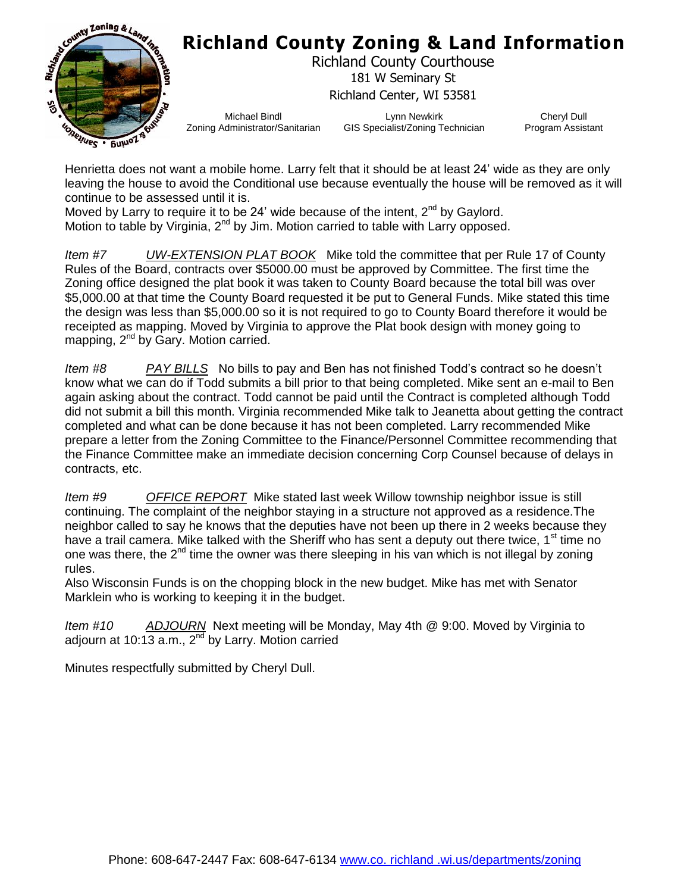# Richland County Zoning & Land Information

Richland County Courthouse
181 W Seminary St
Richland Center, WI 53581

| Michael Bindl | Lynn Newkirk | Cheryl Dull |
|---|---|---|
| Zoning Administrator/Sanitarian | GIS Specialist/Zoning Technician | Program Assistant |

Henrietta does not want a mobile home. Larry felt that it should be at least 24' wide as they are only leaving the house to avoid the Conditional use because eventually the house will be removed as it will continue to be assessed until it is.
Moved by Larry to require it to be 24' wide because of the intent, 2nd by Gaylord.
Motion to table by Virginia, 2nd by Jim. Motion carried to table with Larry opposed.

*Item #7* *UW-EXTENSION PLAT BOOK* Mike told the committee that per Rule 17 of County Rules of the Board, contracts over $5000.00 must be approved by Committee. The first time the Zoning office designed the plat book it was taken to County Board because the total bill was over $5,000.00 at that time the County Board requested it be put to General Funds. Mike stated this time the design was less than $5,000.00 so it is not required to go to County Board therefore it would be receipted as mapping. Moved by Virginia to approve the Plat book design with money going to mapping, 2nd by Gary. Motion carried.

*Item #8* *PAY BILLS* No bills to pay and Ben has not finished Todd's contract so he doesn't know what we can do if Todd submits a bill prior to that being completed. Mike sent an e-mail to Ben again asking about the contract. Todd cannot be paid until the Contract is completed although Todd did not submit a bill this month. Virginia recommended Mike talk to Jeanetta about getting the contract completed and what can be done because it has not been completed. Larry recommended Mike prepare a letter from the Zoning Committee to the Finance/Personnel Committee recommending that the Finance Committee make an immediate decision concerning Corp Counsel because of delays in contracts, etc.

*Item #9* *OFFICE REPORT* Mike stated last week Willow township neighbor issue is still continuing. The complaint of the neighbor staying in a structure not approved as a residence.The neighbor called to say he knows that the deputies have not been up there in 2 weeks because they have a trail camera. Mike talked with the Sheriff who has sent a deputy out there twice, 1st time no one was there, the 2nd time the owner was there sleeping in his van which is not illegal by zoning rules.
Also Wisconsin Funds is on the chopping block in the new budget. Mike has met with Senator Marklein who is working to keeping it in the budget.

*Item #10* *ADJOURN* Next meeting will be Monday, May 4th @ 9:00. Moved by Virginia to adjourn at 10:13 a.m., 2nd by Larry. Motion carried

Minutes respectfully submitted by Cheryl Dull.